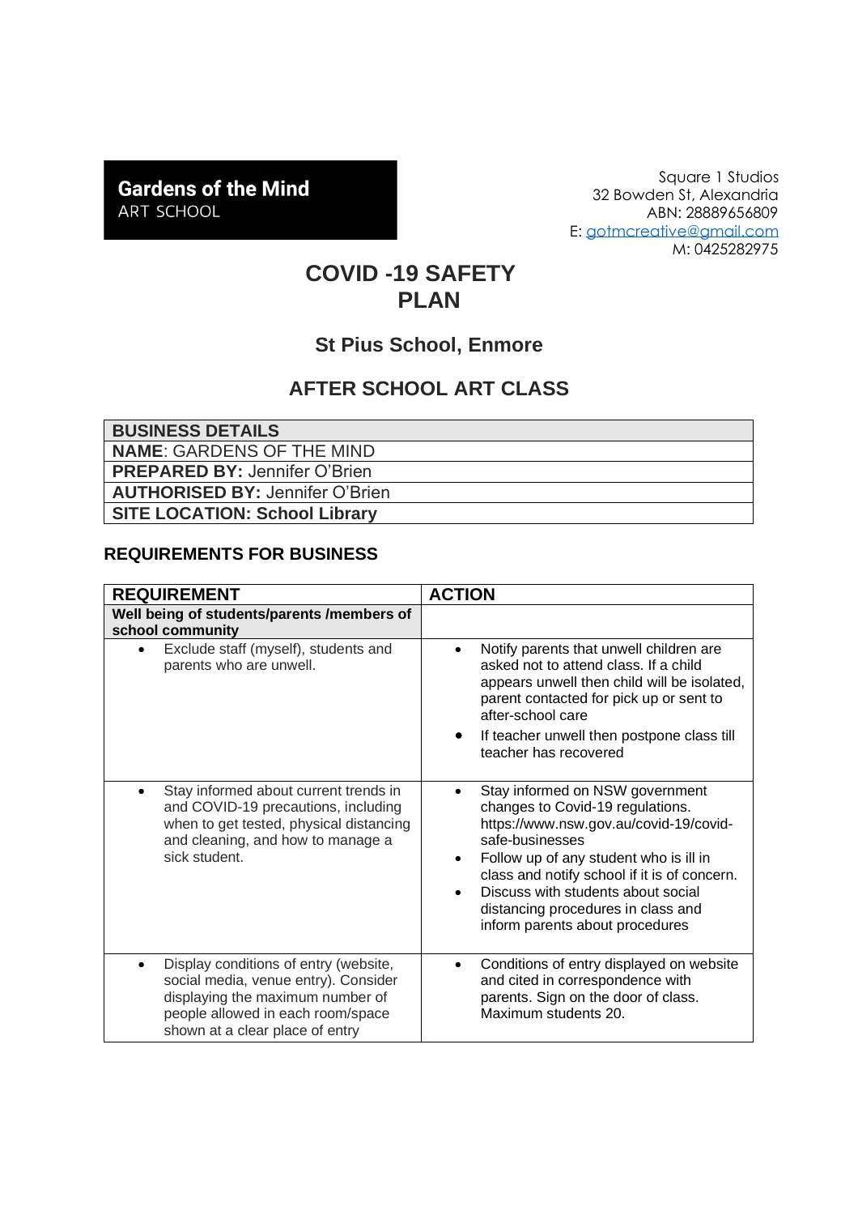**Gardens of the Mind**
ART SCHOOL

Square 1 Studios
32 Bowden St, Alexandria
ABN: 28889656809
E: gotmcreative@gmail.com
M: 0425282975

# COVID -19 SAFETY PLAN

## St Pius School, Enmore

## AFTER SCHOOL ART CLASS

| BUSINESS DETAILS |
|---|
| **NAME**: GARDENS OF THE MIND |
| **PREPARED BY:** Jennifer O'Brien |
| **AUTHORISED BY:** Jennifer O'Brien |
| **SITE LOCATION: School Library** |

### REQUIREMENTS FOR BUSINESS

| REQUIREMENT | ACTION |
|---|---|
| **Well being of students/parents /members of school community** | |
| • Exclude staff (myself), students and parents who are unwell. | • Notify parents that unwell children are asked not to attend class. If a child appears unwell then child will be isolated, parent contacted for pick up or sent to after-school care<br>• If teacher unwell then postpone class till teacher has recovered |
| • Stay informed about current trends in and COVID-19 precautions, including when to get tested, physical distancing and cleaning, and how to manage a sick student. | • Stay informed on NSW government changes to Covid-19 regulations. https://www.nsw.gov.au/covid-19/covid-safe-businesses<br>• Follow up of any student who is ill in class and notify school if it is of concern.<br>• Discuss with students about social distancing procedures in class and inform parents about procedures |
| • Display conditions of entry (website, social media, venue entry). Consider displaying the maximum number of people allowed in each room/space shown at a clear place of entry | • Conditions of entry displayed on website and cited in correspondence with parents. Sign on the door of class. Maximum students 20. |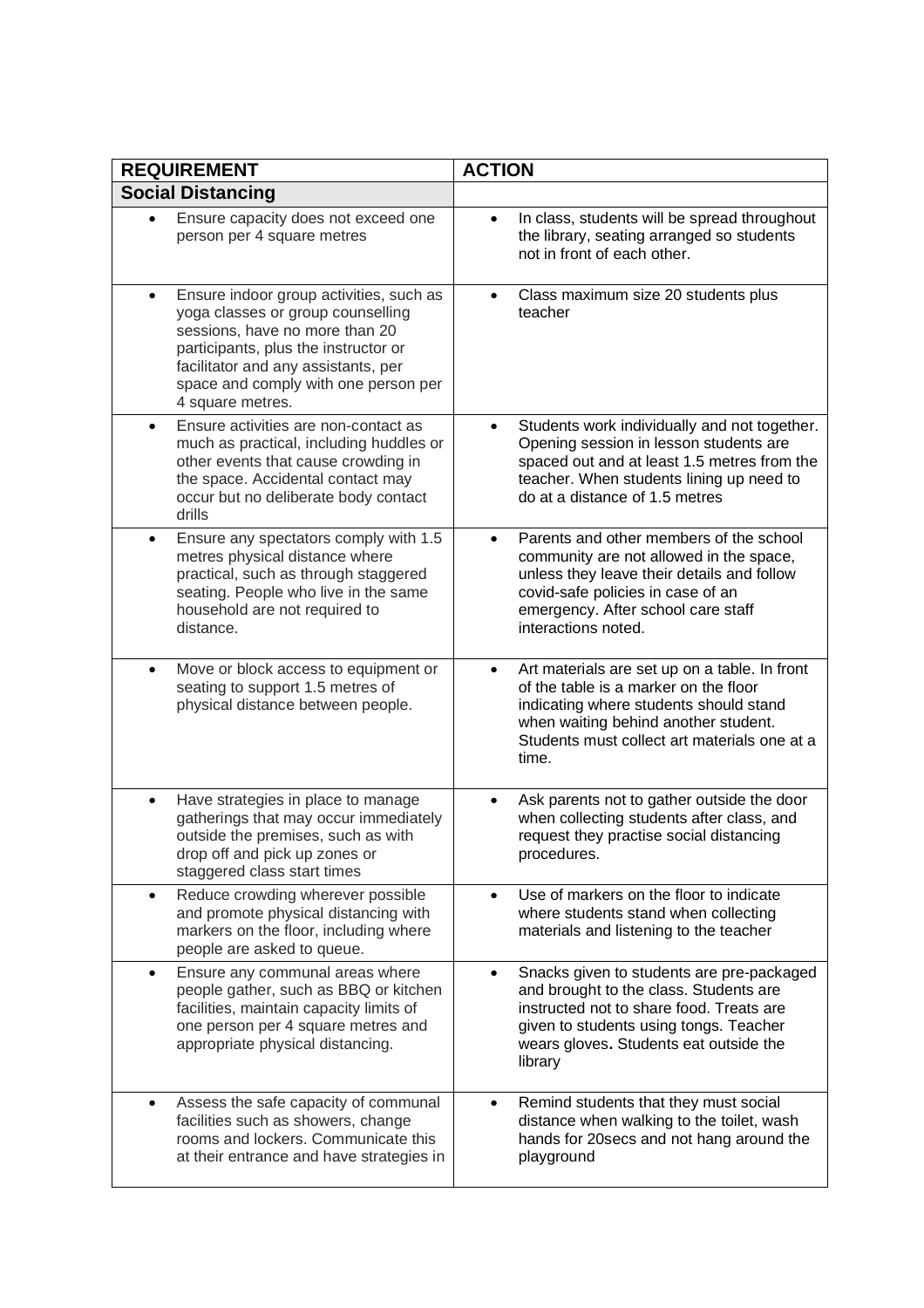| REQUIREMENT | ACTION |
|---|---|
| **Social Distancing** | |
| • Ensure capacity does not exceed one person per 4 square metres | • In class, students will be spread throughout the library, seating arranged so students not in front of each other. |
| • Ensure indoor group activities, such as yoga classes or group counselling sessions, have no more than 20 participants, plus the instructor or facilitator and any assistants, per space and comply with one person per 4 square metres. | • Class maximum size 20 students plus teacher |
| • Ensure activities are non-contact as much as practical, including huddles or other events that cause crowding in the space. Accidental contact may occur but no deliberate body contact drills | • Students work individually and not together. Opening session in lesson students are spaced out and at least 1.5 metres from the teacher. When students lining up need to do at a distance of 1.5 metres |
| • Ensure any spectators comply with 1.5 metres physical distance where practical, such as through staggered seating. People who live in the same household are not required to distance. | • Parents and other members of the school community are not allowed in the space, unless they leave their details and follow covid-safe policies in case of an emergency. After school care staff interactions noted. |
| • Move or block access to equipment or seating to support 1.5 metres of physical distance between people. | • Art materials are set up on a table. In front of the table is a marker on the floor indicating where students should stand when waiting behind another student. Students must collect art materials one at a time. |
| • Have strategies in place to manage gatherings that may occur immediately outside the premises, such as with drop off and pick up zones or staggered class start times | • Ask parents not to gather outside the door when collecting students after class, and request they practise social distancing procedures. |
| • Reduce crowding wherever possible and promote physical distancing with markers on the floor, including where people are asked to queue. | • Use of markers on the floor to indicate where students stand when collecting materials and listening to the teacher |
| • Ensure any communal areas where people gather, such as BBQ or kitchen facilities, maintain capacity limits of one person per 4 square metres and appropriate physical distancing. | • Snacks given to students are pre-packaged and brought to the class. Students are instructed not to share food. Treats are given to students using tongs. Teacher wears gloves**.** Students eat outside the library |
| • Assess the safe capacity of communal facilities such as showers, change rooms and lockers. Communicate this at their entrance and have strategies in | • Remind students that they must social distance when walking to the toilet, wash hands for 20secs and not hang around the playground |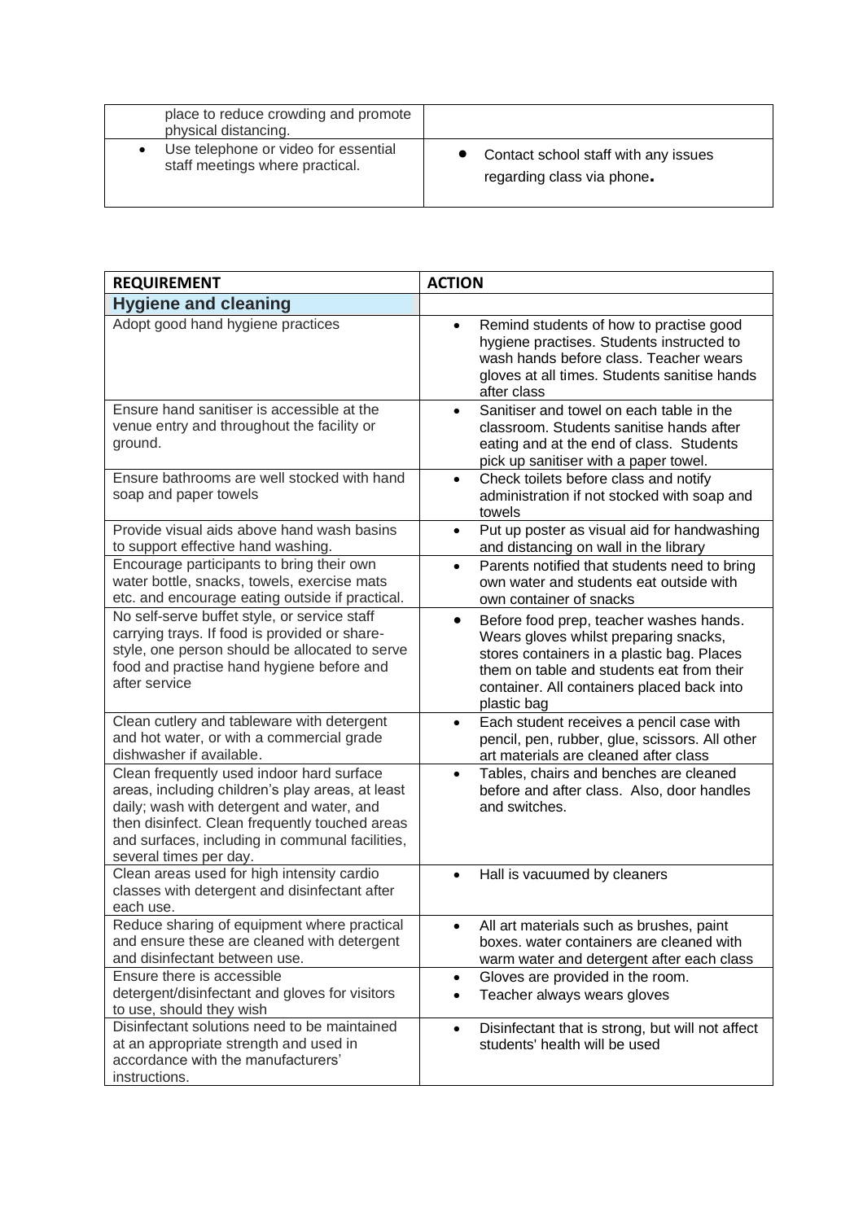| | |
|---|---|
| place to reduce crowding and promote physical distancing. | |
| • Use telephone or video for essential staff meetings where practical. | • Contact school staff with any issues regarding class via phone. |

| REQUIREMENT | ACTION |
|---|---|
| **Hygiene and cleaning** | |
| Adopt good hand hygiene practices | • Remind students of how to practise good hygiene practises. Students instructed to wash hands before class. Teacher wears gloves at all times. Students sanitise hands after class |
| Ensure hand sanitiser is accessible at the venue entry and throughout the facility or ground. | • Sanitiser and towel on each table in the classroom. Students sanitise hands after eating and at the end of class. Students pick up sanitiser with a paper towel. |
| Ensure bathrooms are well stocked with hand soap and paper towels | • Check toilets before class and notify administration if not stocked with soap and towels |
| Provide visual aids above hand wash basins to support effective hand washing. | • Put up poster as visual aid for handwashing and distancing on wall in the library |
| Encourage participants to bring their own water bottle, snacks, towels, exercise mats etc. and encourage eating outside if practical. | • Parents notified that students need to bring own water and students eat outside with own container of snacks |
| No self-serve buffet style, or service staff carrying trays. If food is provided or share-style, one person should be allocated to serve food and practise hand hygiene before and after service | • Before food prep, teacher washes hands. Wears gloves whilst preparing snacks, stores containers in a plastic bag. Places them on table and students eat from their container. All containers placed back into plastic bag |
| Clean cutlery and tableware with detergent and hot water, or with a commercial grade dishwasher if available. | • Each student receives a pencil case with pencil, pen, rubber, glue, scissors. All other art materials are cleaned after class |
| Clean frequently used indoor hard surface areas, including children's play areas, at least daily; wash with detergent and water, and then disinfect. Clean frequently touched areas and surfaces, including in communal facilities, several times per day. | • Tables, chairs and benches are cleaned before and after class. Also, door handles and switches. |
| Clean areas used for high intensity cardio classes with detergent and disinfectant after each use. | • Hall is vacuumed by cleaners |
| Reduce sharing of equipment where practical and ensure these are cleaned with detergent and disinfectant between use. | • All art materials such as brushes, paint boxes. water containers are cleaned with warm water and detergent after each class |
| Ensure there is accessible detergent/disinfectant and gloves for visitors to use, should they wish | • Gloves are provided in the room.<br>• Teacher always wears gloves |
| Disinfectant solutions need to be maintained at an appropriate strength and used in accordance with the manufacturers' instructions. | • Disinfectant that is strong, but will not affect students' health will be used |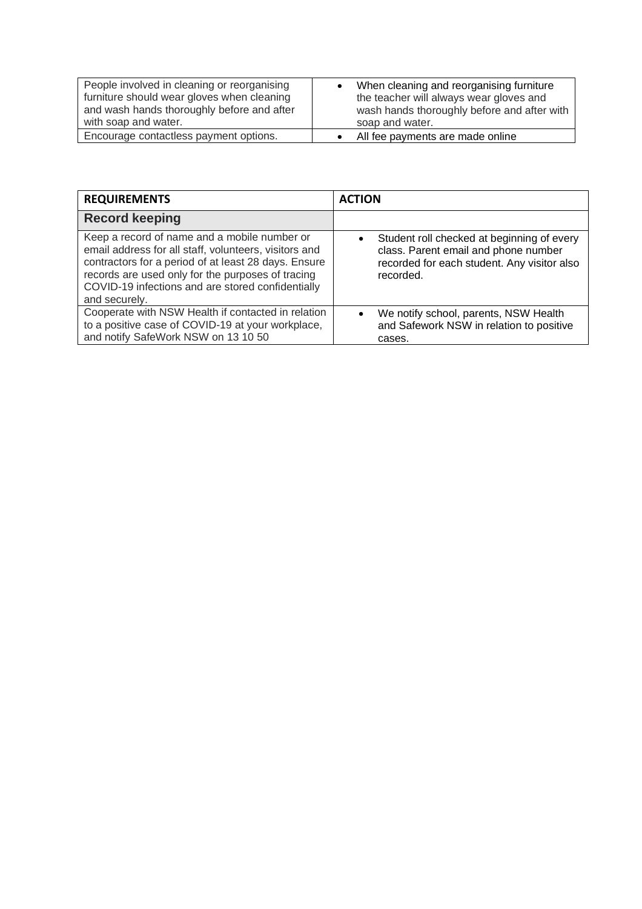| | |
|---|---|
| People involved in cleaning or reorganising furniture should wear gloves when cleaning and wash hands thoroughly before and after with soap and water. | • When cleaning and reorganising furniture the teacher will always wear gloves and wash hands thoroughly before and after with soap and water. |
| Encourage contactless payment options. | • All fee payments are made online |

| REQUIREMENTS | ACTION |
|---|---|
| **Record keeping** | |
| Keep a record of name and a mobile number or email address for all staff, volunteers, visitors and contractors for a period of at least 28 days. Ensure records are used only for the purposes of tracing COVID-19 infections and are stored confidentially and securely. | • Student roll checked at beginning of every class. Parent email and phone number recorded for each student. Any visitor also recorded. |
| Cooperate with NSW Health if contacted in relation to a positive case of COVID-19 at your workplace, and notify SafeWork NSW on 13 10 50 | • We notify school, parents, NSW Health and Safework NSW in relation to positive cases. |